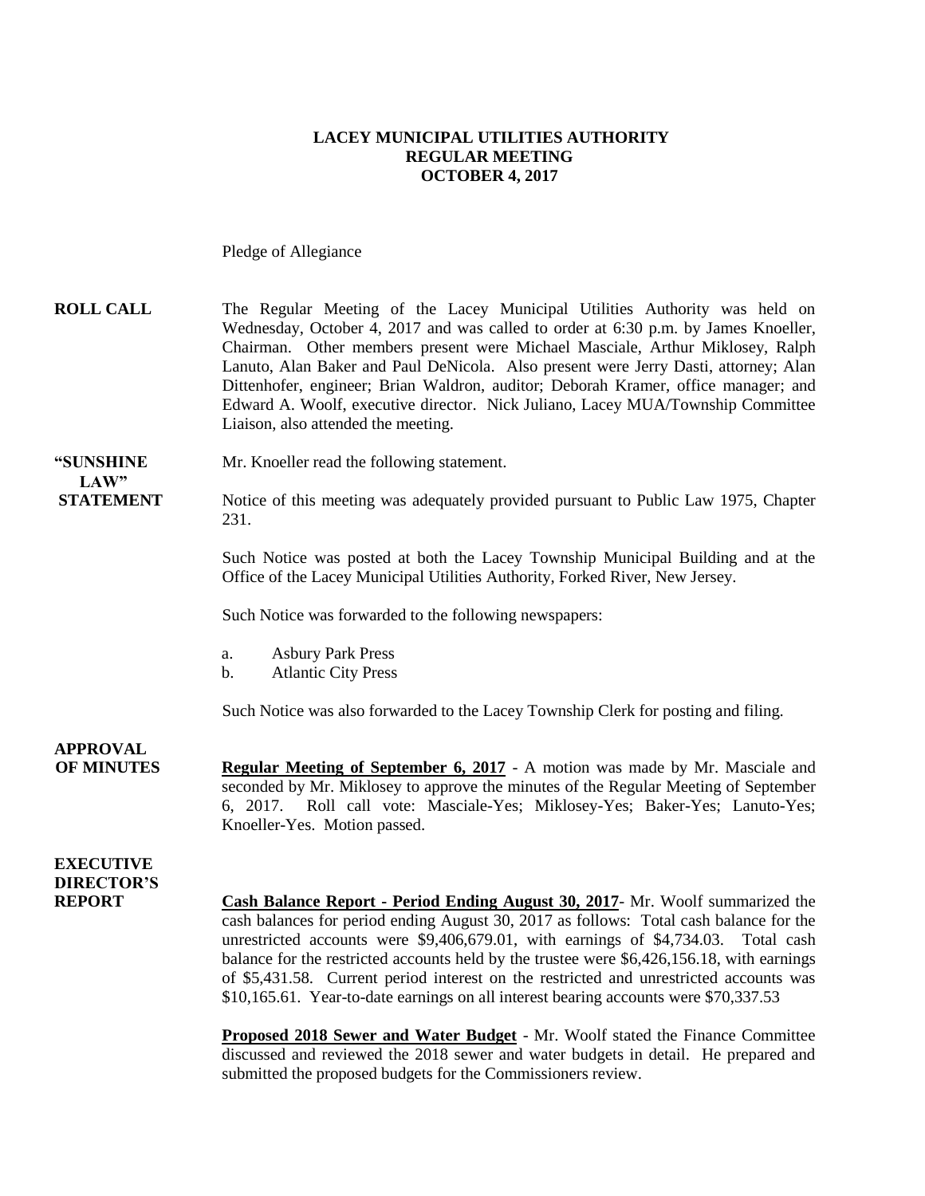**LACEY MUNICIPAL UTILITIES AUTHORITY**
**REGULAR MEETING**
**OCTOBER 4, 2017**

Pledge of Allegiance

**ROLL CALL** The Regular Meeting of the Lacey Municipal Utilities Authority was held on Wednesday, October 4, 2017 and was called to order at 6:30 p.m. by James Knoeller, Chairman. Other members present were Michael Masciale, Arthur Miklosey, Ralph Lanuto, Alan Baker and Paul DeNicola. Also present were Jerry Dasti, attorney; Alan Dittenhofer, engineer; Brian Waldron, auditor; Deborah Kramer, office manager; and Edward A. Woolf, executive director. Nick Juliano, Lacey MUA/Township Committee Liaison, also attended the meeting.

**"SUNSHINE LAW" STATEMENT** Mr. Knoeller read the following statement.

Notice of this meeting was adequately provided pursuant to Public Law 1975, Chapter 231.

Such Notice was posted at both the Lacey Township Municipal Building and at the Office of the Lacey Municipal Utilities Authority, Forked River, New Jersey.

Such Notice was forwarded to the following newspapers:

a. Asbury Park Press
b. Atlantic City Press

Such Notice was also forwarded to the Lacey Township Clerk for posting and filing.

**APPROVAL OF MINUTES** **Regular Meeting of September 6, 2017** - A motion was made by Mr. Masciale and seconded by Mr. Miklosey to approve the minutes of the Regular Meeting of September 6, 2017. Roll call vote: Masciale-Yes; Miklosey-Yes; Baker-Yes; Lanuto-Yes; Knoeller-Yes. Motion passed.

**EXECUTIVE DIRECTOR'S REPORT** **Cash Balance Report - Period Ending August 30, 2017**- Mr. Woolf summarized the cash balances for period ending August 30, 2017 as follows: Total cash balance for the unrestricted accounts were $9,406,679.01, with earnings of $4,734.03. Total cash balance for the restricted accounts held by the trustee were $6,426,156.18, with earnings of $5,431.58. Current period interest on the restricted and unrestricted accounts was $10,165.61. Year-to-date earnings on all interest bearing accounts were $70,337.53

**Proposed 2018 Sewer and Water Budget** - Mr. Woolf stated the Finance Committee discussed and reviewed the 2018 sewer and water budgets in detail. He prepared and submitted the proposed budgets for the Commissioners review.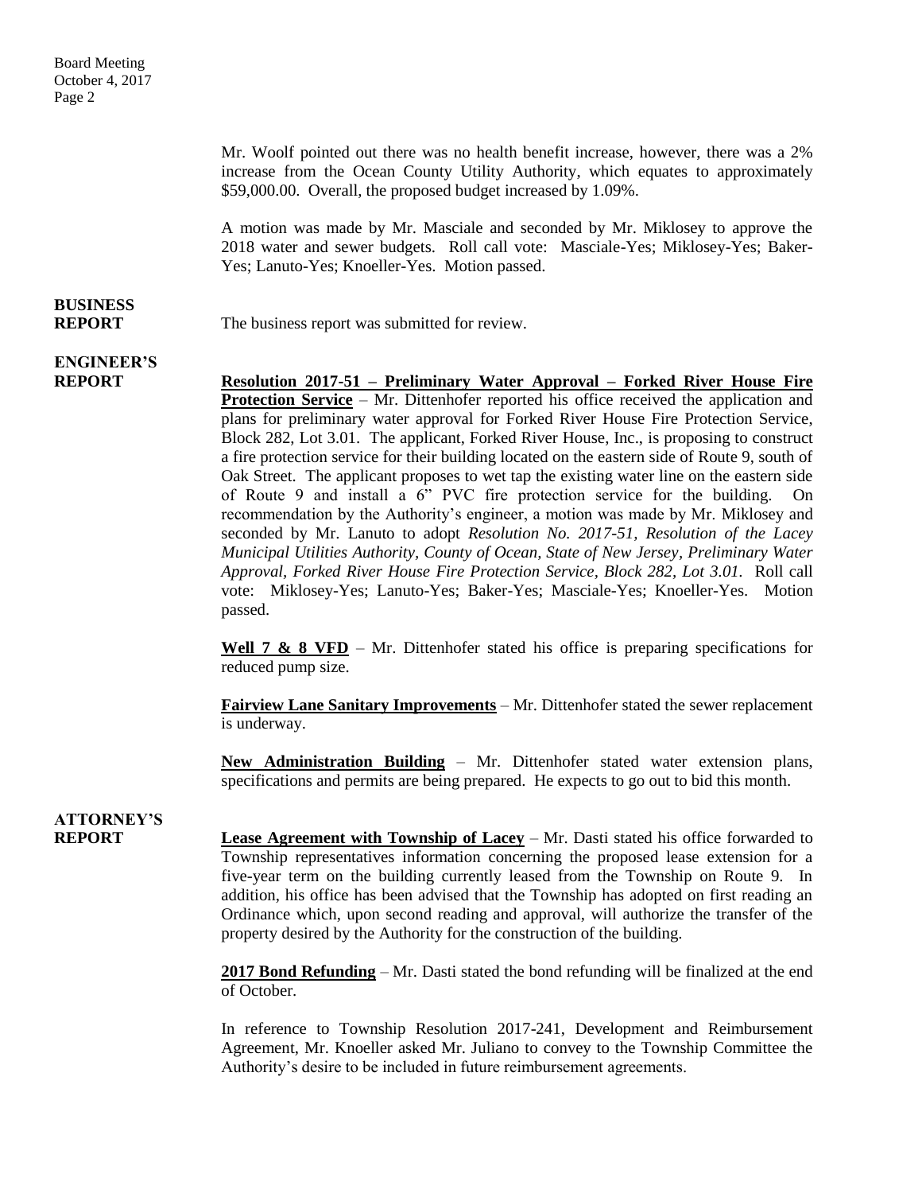Mr. Woolf pointed out there was no health benefit increase, however, there was a 2% increase from the Ocean County Utility Authority, which equates to approximately $59,000.00. Overall, the proposed budget increased by 1.09%.

A motion was made by Mr. Masciale and seconded by Mr. Miklosey to approve the 2018 water and sewer budgets. Roll call vote: Masciale-Yes; Miklosey-Yes; Baker-Yes; Lanuto-Yes; Knoeller-Yes. Motion passed.

**BUSINESS REPORT**

The business report was submitted for review.

**ENGINEER'S REPORT**

**Resolution 2017-51 – Preliminary Water Approval – Forked River House Fire Protection Service** – Mr. Dittenhofer reported his office received the application and plans for preliminary water approval for Forked River House Fire Protection Service, Block 282, Lot 3.01. The applicant, Forked River House, Inc., is proposing to construct a fire protection service for their building located on the eastern side of Route 9, south of Oak Street. The applicant proposes to wet tap the existing water line on the eastern side of Route 9 and install a 6" PVC fire protection service for the building. On recommendation by the Authority's engineer, a motion was made by Mr. Miklosey and seconded by Mr. Lanuto to adopt *Resolution No. 2017-51, Resolution of the Lacey Municipal Utilities Authority, County of Ocean, State of New Jersey, Preliminary Water Approval, Forked River House Fire Protection Service, Block 282, Lot 3.01.* Roll call vote: Miklosey-Yes; Lanuto-Yes; Baker-Yes; Masciale-Yes; Knoeller-Yes. Motion passed.

**Well 7 & 8 VFD** – Mr. Dittenhofer stated his office is preparing specifications for reduced pump size.

**Fairview Lane Sanitary Improvements** – Mr. Dittenhofer stated the sewer replacement is underway.

**New Administration Building** – Mr. Dittenhofer stated water extension plans, specifications and permits are being prepared. He expects to go out to bid this month.

**ATTORNEY'S REPORT**

**Lease Agreement with Township of Lacey** – Mr. Dasti stated his office forwarded to Township representatives information concerning the proposed lease extension for a five-year term on the building currently leased from the Township on Route 9. In addition, his office has been advised that the Township has adopted on first reading an Ordinance which, upon second reading and approval, will authorize the transfer of the property desired by the Authority for the construction of the building.

**2017 Bond Refunding** – Mr. Dasti stated the bond refunding will be finalized at the end of October.

In reference to Township Resolution 2017-241, Development and Reimbursement Agreement, Mr. Knoeller asked Mr. Juliano to convey to the Township Committee the Authority's desire to be included in future reimbursement agreements.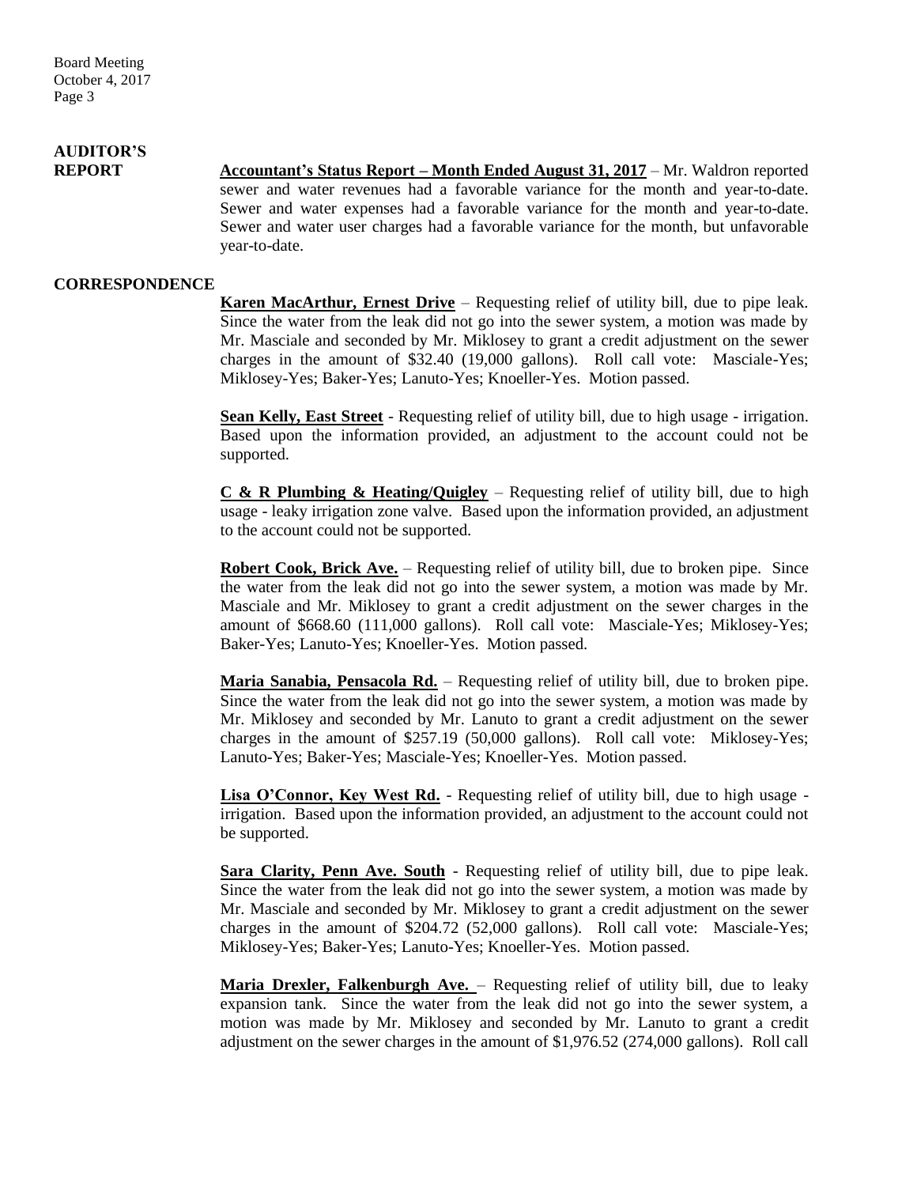## AUDITOR'S REPORT

**Accountant's Status Report – Month Ended August 31, 2017** – Mr. Waldron reported sewer and water revenues had a favorable variance for the month and year-to-date. Sewer and water expenses had a favorable variance for the month and year-to-date. Sewer and water user charges had a favorable variance for the month, but unfavorable year-to-date.

## CORRESPONDENCE

**Karen MacArthur, Ernest Drive** – Requesting relief of utility bill, due to pipe leak. Since the water from the leak did not go into the sewer system, a motion was made by Mr. Masciale and seconded by Mr. Miklosey to grant a credit adjustment on the sewer charges in the amount of $32.40 (19,000 gallons). Roll call vote: Masciale-Yes; Miklosey-Yes; Baker-Yes; Lanuto-Yes; Knoeller-Yes. Motion passed.

**Sean Kelly, East Street** - Requesting relief of utility bill, due to high usage - irrigation. Based upon the information provided, an adjustment to the account could not be supported.

**C & R Plumbing & Heating/Quigley** – Requesting relief of utility bill, due to high usage - leaky irrigation zone valve. Based upon the information provided, an adjustment to the account could not be supported.

**Robert Cook, Brick Ave.** – Requesting relief of utility bill, due to broken pipe. Since the water from the leak did not go into the sewer system, a motion was made by Mr. Masciale and Mr. Miklosey to grant a credit adjustment on the sewer charges in the amount of $668.60 (111,000 gallons). Roll call vote: Masciale-Yes; Miklosey-Yes; Baker-Yes; Lanuto-Yes; Knoeller-Yes. Motion passed.

**Maria Sanabia, Pensacola Rd.** – Requesting relief of utility bill, due to broken pipe. Since the water from the leak did not go into the sewer system, a motion was made by Mr. Miklosey and seconded by Mr. Lanuto to grant a credit adjustment on the sewer charges in the amount of $257.19 (50,000 gallons). Roll call vote: Miklosey-Yes; Lanuto-Yes; Baker-Yes; Masciale-Yes; Knoeller-Yes. Motion passed.

**Lisa O'Connor, Key West Rd.** - Requesting relief of utility bill, due to high usage - irrigation. Based upon the information provided, an adjustment to the account could not be supported.

**Sara Clarity, Penn Ave. South** - Requesting relief of utility bill, due to pipe leak. Since the water from the leak did not go into the sewer system, a motion was made by Mr. Masciale and seconded by Mr. Miklosey to grant a credit adjustment on the sewer charges in the amount of $204.72 (52,000 gallons). Roll call vote: Masciale-Yes; Miklosey-Yes; Baker-Yes; Lanuto-Yes; Knoeller-Yes. Motion passed.

**Maria Drexler, Falkenburgh Ave.** – Requesting relief of utility bill, due to leaky expansion tank. Since the water from the leak did not go into the sewer system, a motion was made by Mr. Miklosey and seconded by Mr. Lanuto to grant a credit adjustment on the sewer charges in the amount of $1,976.52 (274,000 gallons). Roll call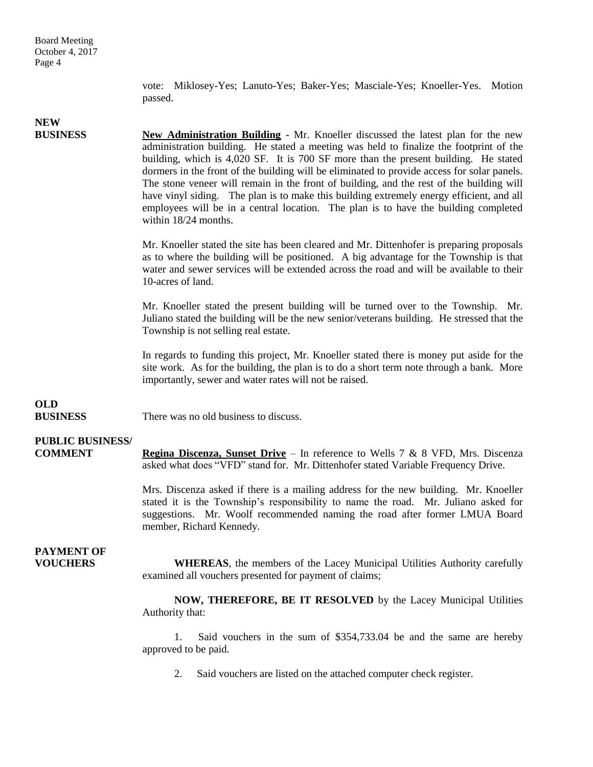vote: Miklosey-Yes; Lanuto-Yes; Baker-Yes; Masciale-Yes; Knoeller-Yes. Motion passed.

**NEW BUSINESS**

**New Administration Building** - Mr. Knoeller discussed the latest plan for the new administration building. He stated a meeting was held to finalize the footprint of the building, which is 4,020 SF. It is 700 SF more than the present building. He stated dormers in the front of the building will be eliminated to provide access for solar panels. The stone veneer will remain in the front of building, and the rest of the building will have vinyl siding. The plan is to make this building extremely energy efficient, and all employees will be in a central location. The plan is to have the building completed within 18/24 months.

Mr. Knoeller stated the site has been cleared and Mr. Dittenhofer is preparing proposals as to where the building will be positioned. A big advantage for the Township is that water and sewer services will be extended across the road and will be available to their 10-acres of land.

Mr. Knoeller stated the present building will be turned over to the Township. Mr. Juliano stated the building will be the new senior/veterans building. He stressed that the Township is not selling real estate.

In regards to funding this project, Mr. Knoeller stated there is money put aside for the site work. As for the building, the plan is to do a short term note through a bank. More importantly, sewer and water rates will not be raised.

**OLD BUSINESS**

There was no old business to discuss.

**PUBLIC BUSINESS/ COMMENT**

**Regina Discenza, Sunset Drive** – In reference to Wells 7 & 8 VFD, Mrs. Discenza asked what does "VFD" stand for. Mr. Dittenhofer stated Variable Frequency Drive.

Mrs. Discenza asked if there is a mailing address for the new building. Mr. Knoeller stated it is the Township's responsibility to name the road. Mr. Juliano asked for suggestions. Mr. Woolf recommended naming the road after former LMUA Board member, Richard Kennedy.

**PAYMENT OF VOUCHERS**

**WHEREAS**, the members of the Lacey Municipal Utilities Authority carefully examined all vouchers presented for payment of claims;

**NOW, THEREFORE, BE IT RESOLVED** by the Lacey Municipal Utilities Authority that:

1. Said vouchers in the sum of $354,733.04 be and the same are hereby approved to be paid.

2. Said vouchers are listed on the attached computer check register.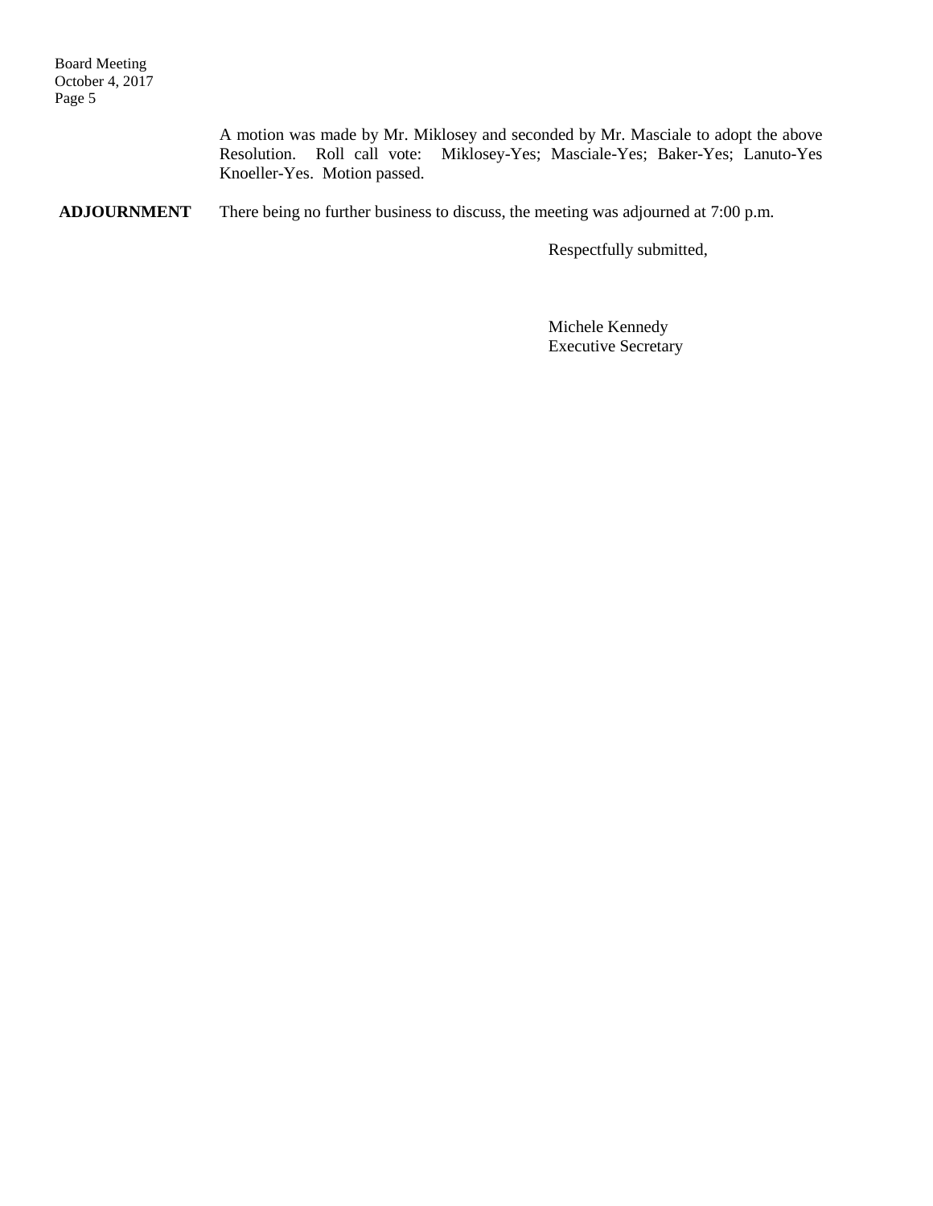A motion was made by Mr. Miklosey and seconded by Mr. Masciale to adopt the above Resolution. Roll call vote: Miklosey-Yes; Masciale-Yes; Baker-Yes; Lanuto-Yes Knoeller-Yes. Motion passed.

**ADJOURNMENT** There being no further business to discuss, the meeting was adjourned at 7:00 p.m.

Respectfully submitted,

Michele Kennedy
Executive Secretary